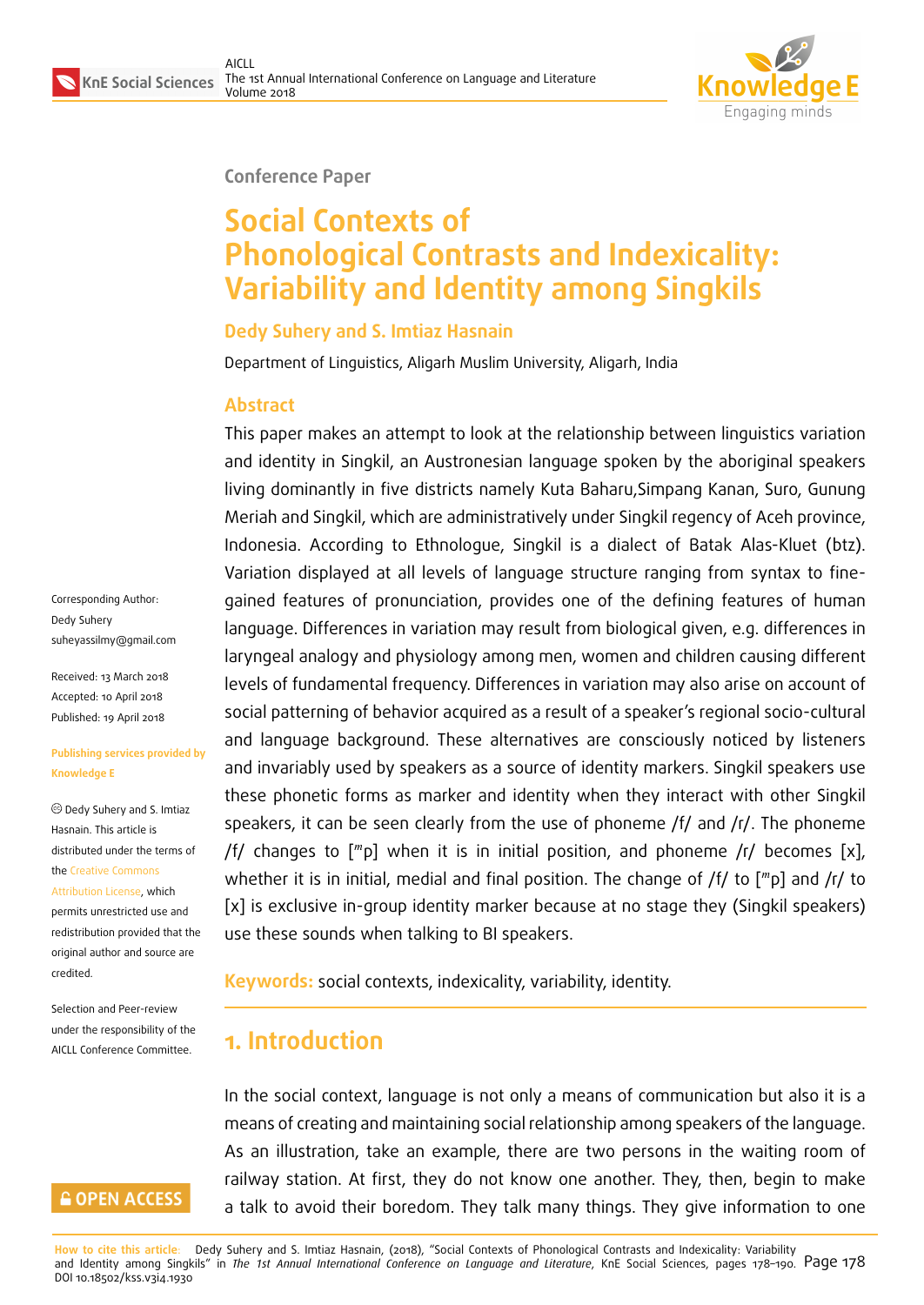Conference Paper

# Social Contexts of Phonological Contrasts and Indexicality: Variability and Identity among Singkils

**Dedy Suhery and S. Imtiaz Hasnain**

Department of Linguistics, Aligarh Muslim University, Aligarh, India

## Abstract

This paper makes an attempt to look at the relationship between linguistics variation and identity in Singkil, an Austronesian language spoken by the aboriginal speakers living dominantly in five districts namely Kuta Baharu,Simpang Kanan, Suro, Gunung Meriah and Singkil, which are administratively under Singkil regency of Aceh province, Indonesia. According to Ethnologue, Singkil is a dialect of Batak Alas-Kluet (btz). Variation displayed at all levels of language structure ranging from syntax to fine-gained features of pronunciation, provides one of the defining features of human language. Differences in variation may result from biological given, e.g. differences in laryngeal analogy and physiology among men, women and children causing different levels of fundamental frequency. Differences in variation may also arise on account of social patterning of behavior acquired as a result of a speaker's regional socio-cultural and language background. These alternatives are consciously noticed by listeners and invariably used by speakers as a source of identity markers. Singkil speakers use these phonetic forms as marker and identity when they interact with other Singkil speakers, it can be seen clearly from the use of phoneme /f/ and /r/. The phoneme /f/ changes to [ᵐp] when it is in initial position, and phoneme /r/ becomes [x], whether it is in initial, medial and final position. The change of /f/ to [ᵐp] and /r/ to [x] is exclusive in-group identity marker because at no stage they (Singkil speakers) use these sounds when talking to BI speakers.

**Keywords:** social contexts, indexicality, variability, identity.

Corresponding Author: Dedy Suhery suheyassilmy@gmail.com

Received: 13 March 2018
Accepted: 10 April 2018
Published: 19 April 2018

Publishing services provided by Knowledge E

© Dedy Suhery and S. Imtiaz Hasnain. This article is distributed under the terms of the Creative Commons Attribution License, which permits unrestricted use and redistribution provided that the original author and source are credited.

Selection and Peer-review under the responsibility of the AICLL Conference Committee.

## 1. Introduction

In the social context, language is not only a means of communication but also it is a means of creating and maintaining social relationship among speakers of the language. As an illustration, take an example, there are two persons in the waiting room of railway station. At first, they do not know one another. They, then, begin to make a talk to avoid their boredom. They talk many things. They give information to one

How to cite this article: Dedy Suhery and S. Imtiaz Hasnain, (2018), "Social Contexts of Phonological Contrasts and Indexicality: Variability and Identity among Singkils" in *The 1st Annual International Conference on Language and Literature*, KnE Social Sciences, pages 178–190. DOI 10.18502/kss.v3i4.1930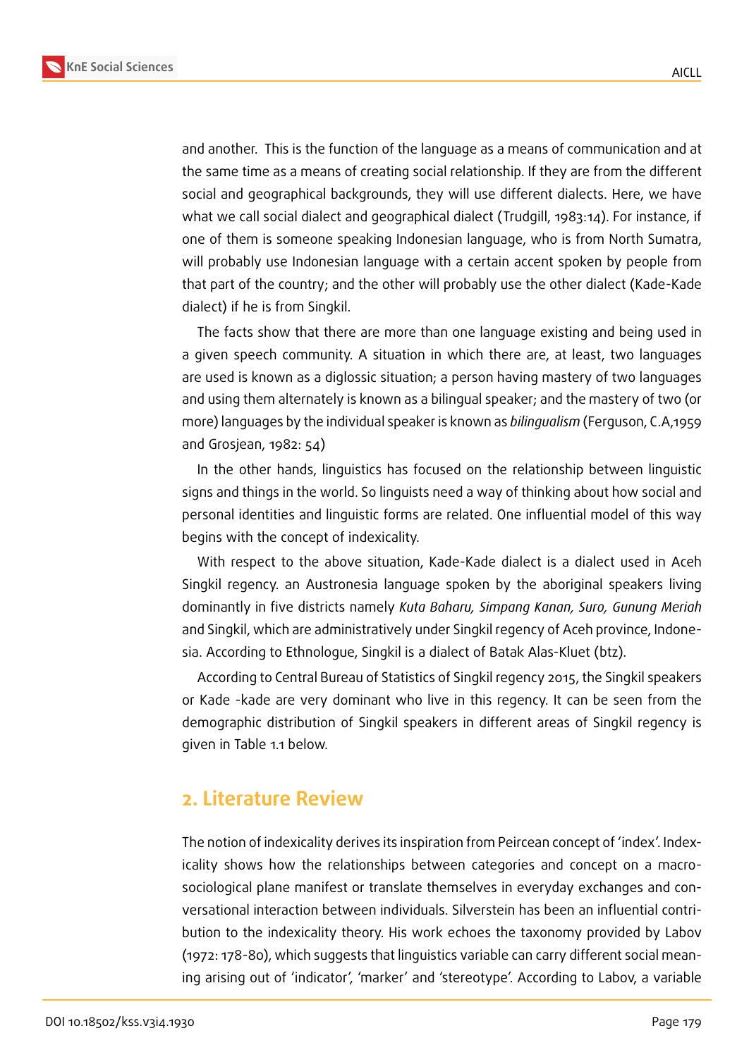and another. This is the function of the language as a means of communication and at the same time as a means of creating social relationship. If they are from the different social and geographical backgrounds, they will use different dialects. Here, we have what we call social dialect and geographical dialect (Trudgill, 1983:14). For instance, if one of them is someone speaking Indonesian language, who is from North Sumatra, will probably use Indonesian language with a certain accent spoken by people from that part of the country; and the other will probably use the other dialect (Kade-Kade dialect) if he is from Singkil.

The facts show that there are more than one language existing and being used in a given speech community. A situation in which there are, at least, two languages are used is known as a diglossic situation; a person having mastery of two languages and using them alternately is known as a bilingual speaker; and the mastery of two (or more) languages by the individual speaker is known as *bilingualism* (Ferguson, C.A,1959 and Grosjean, 1982: 54)

In the other hands, linguistics has focused on the relationship between linguistic signs and things in the world. So linguists need a way of thinking about how social and personal identities and linguistic forms are related. One influential model of this way begins with the concept of indexicality.

With respect to the above situation, Kade-Kade dialect is a dialect used in Aceh Singkil regency. an Austronesia language spoken by the aboriginal speakers living dominantly in five districts namely *Kuta Baharu, Simpang Kanan, Suro, Gunung Meriah* and Singkil, which are administratively under Singkil regency of Aceh province, Indonesia. According to Ethnologue, Singkil is a dialect of Batak Alas-Kluet (btz).

According to Central Bureau of Statistics of Singkil regency 2015, the Singkil speakers or Kade -kade are very dominant who live in this regency. It can be seen from the demographic distribution of Singkil speakers in different areas of Singkil regency is given in Table 1.1 below.

## 2. Literature Review

The notion of indexicality derives its inspiration from Peircean concept of 'index'. Indexicality shows how the relationships between categories and concept on a macro-sociological plane manifest or translate themselves in everyday exchanges and conversational interaction between individuals. Silverstein has been an influential contribution to the indexicality theory. His work echoes the taxonomy provided by Labov (1972: 178-80), which suggests that linguistics variable can carry different social meaning arising out of 'indicator', 'marker' and 'stereotype'. According to Labov, a variable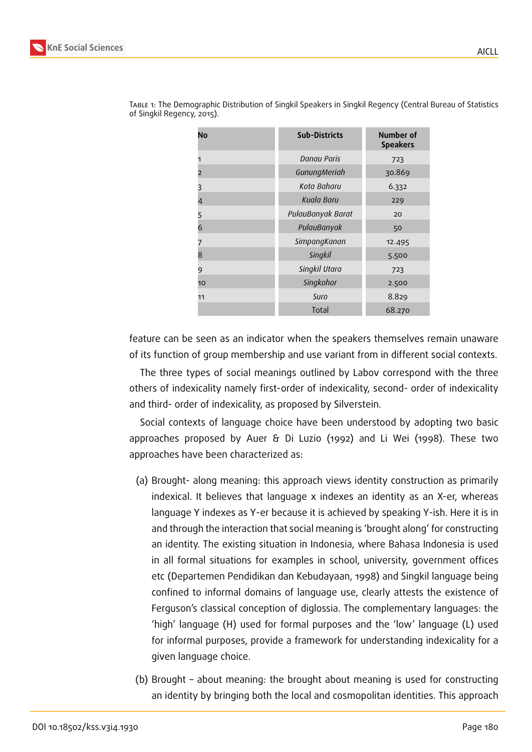Table 1: The Demographic Distribution of Singkil Speakers in Singkil Regency (Central Bureau of Statistics of Singkil Regency, 2015).

| No | Sub-Districts | Number of Speakers |
|---|---|---|
| 1 | *Danau Paris* | 723 |
| 2 | *GunungMeriah* | 30.869 |
| 3 | *Kota Baharu* | 6.332 |
| 4 | *Kuala Baru* | 229 |
| 5 | *PulauBanyak Barat* | 20 |
| 6 | *PulauBanyak* | 50 |
| 7 | *SimpangKanan* | 12.495 |
| 8 | *Singkil* | 5.500 |
| 9 | *Singkil Utara* | 723 |
| 10 | *Singkohor* | 2.500 |
| 11 | *Suro* | 8.829 |
| | Total | 68.270 |

feature can be seen as an indicator when the speakers themselves remain unaware of its function of group membership and use variant from in different social contexts.

The three types of social meanings outlined by Labov correspond with the three others of indexicality namely first-order of indexicality, second- order of indexicality and third- order of indexicality, as proposed by Silverstein.

Social contexts of language choice have been understood by adopting two basic approaches proposed by Auer & Di Luzio (1992) and Li Wei (1998). These two approaches have been characterized as:

(a) Brought- along meaning: this approach views identity construction as primarily indexical. It believes that language x indexes an identity as an X-er, whereas language Y indexes as Y-er because it is achieved by speaking Y-ish. Here it is in and through the interaction that social meaning is 'brought along' for constructing an identity. The existing situation in Indonesia, where Bahasa Indonesia is used in all formal situations for examples in school, university, government offices etc (Departemen Pendidikan dan Kebudayaan, 1998) and Singkil language being confined to informal domains of language use, clearly attests the existence of Ferguson's classical conception of diglossia. The complementary languages: the 'high' language (H) used for formal purposes and the 'low' language (L) used for informal purposes, provide a framework for understanding indexicality for a given language choice.

(b) Brought – about meaning: the brought about meaning is used for constructing an identity by bringing both the local and cosmopolitan identities. This approach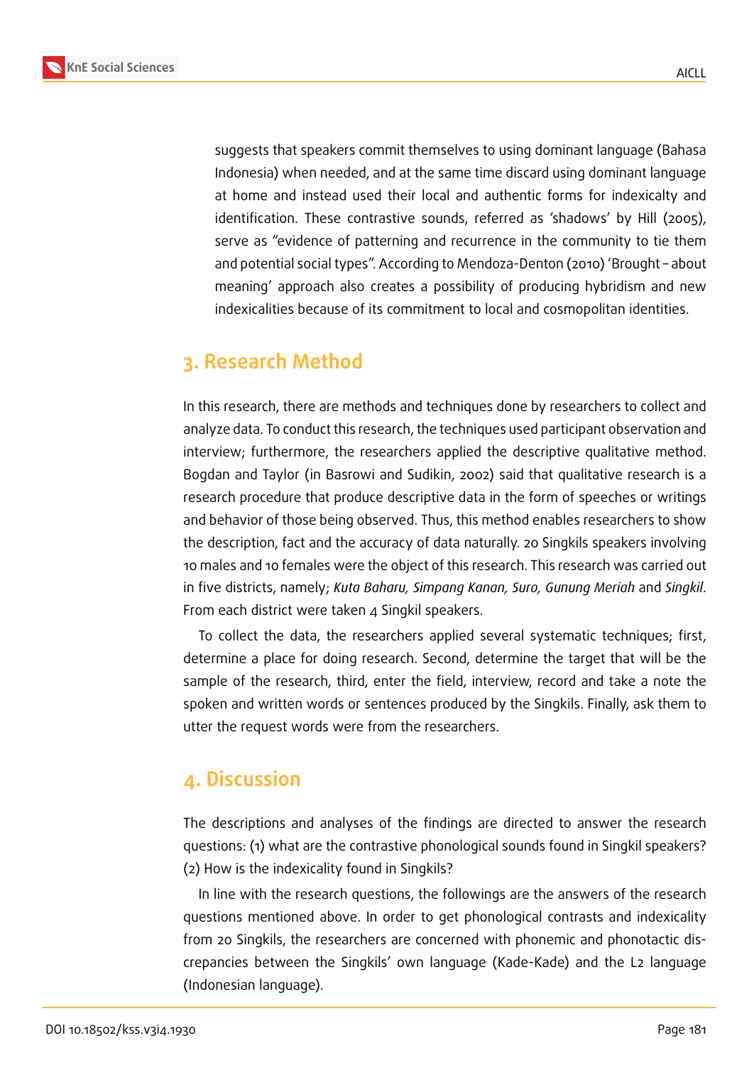suggests that speakers commit themselves to using dominant language (Bahasa Indonesia) when needed, and at the same time discard using dominant language at home and instead used their local and authentic forms for indexicalty and identification. These contrastive sounds, referred as 'shadows' by Hill (2005), serve as "evidence of patterning and recurrence in the community to tie them and potential social types". According to Mendoza-Denton (2010) 'Brought – about meaning' approach also creates a possibility of producing hybridism and new indexicalities because of its commitment to local and cosmopolitan identities.

## 3. Research Method

In this research, there are methods and techniques done by researchers to collect and analyze data. To conduct this research, the techniques used participant observation and interview; furthermore, the researchers applied the descriptive qualitative method. Bogdan and Taylor (in Basrowi and Sudikin, 2002) said that qualitative research is a research procedure that produce descriptive data in the form of speeches or writings and behavior of those being observed. Thus, this method enables researchers to show the description, fact and the accuracy of data naturally. 20 Singkils speakers involving 10 males and 10 females were the object of this research. This research was carried out in five districts, namely; *Kuta Baharu, Simpang Kanan, Suro, Gunung Meriah* and *Singkil*. From each district were taken 4 Singkil speakers.

To collect the data, the researchers applied several systematic techniques; first, determine a place for doing research. Second, determine the target that will be the sample of the research, third, enter the field, interview, record and take a note the spoken and written words or sentences produced by the Singkils. Finally, ask them to utter the request words were from the researchers.

## 4. Discussion

The descriptions and analyses of the findings are directed to answer the research questions: (1) what are the contrastive phonological sounds found in Singkil speakers? (2) How is the indexicality found in Singkils?

In line with the research questions, the followings are the answers of the research questions mentioned above. In order to get phonological contrasts and indexicality from 20 Singkils, the researchers are concerned with phonemic and phonotactic discrepancies between the Singkils' own language (Kade-Kade) and the L2 language (Indonesian language).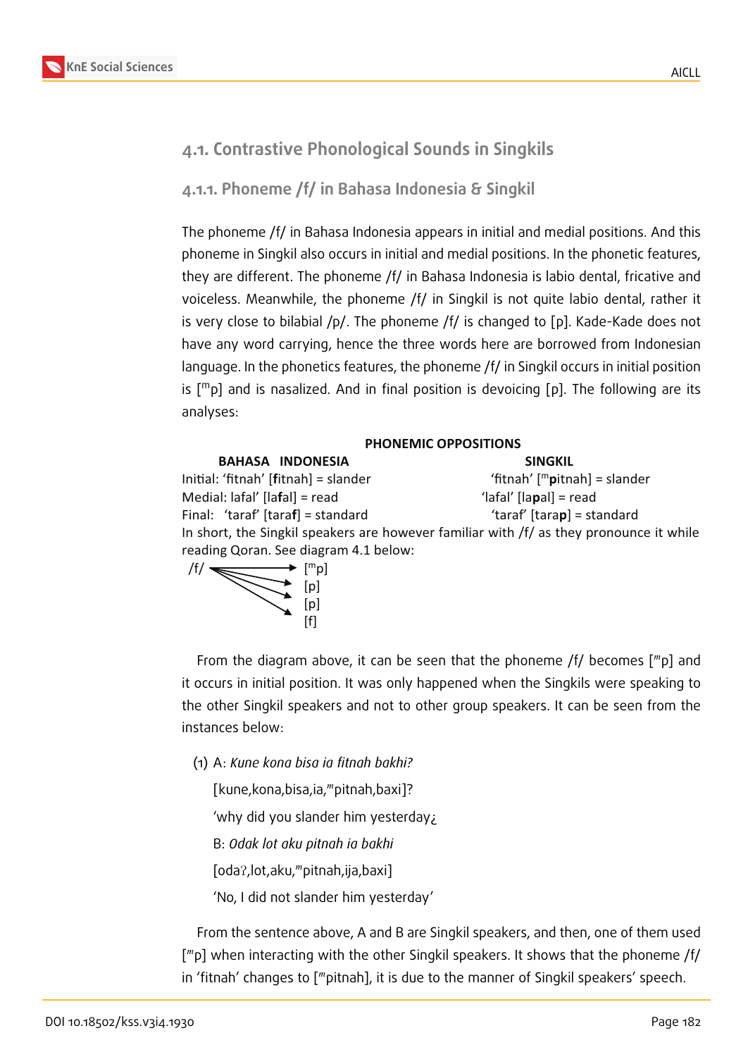## 4.1. Contrastive Phonological Sounds in Singkils

### 4.1.1. Phoneme /f/ in Bahasa Indonesia & Singkil

The phoneme /f/ in Bahasa Indonesia appears in initial and medial positions. And this phoneme in Singkil also occurs in initial and medial positions. In the phonetic features, they are different. The phoneme /f/ in Bahasa Indonesia is labio dental, fricative and voiceless. Meanwhile, the phoneme /f/ in Singkil is not quite labio dental, rather it is very close to bilabial /p/. The phoneme /f/ is changed to [p]. Kade-Kade does not have any word carrying, hence the three words here are borrowed from Indonesian language. In the phonetics features, the phoneme /f/ in Singkil occurs in initial position is [ᵐp] and is nasalized. And in final position is devoicing [p]. The following are its analyses:

**PHONEMIC OPPOSITIONS**

| | **BAHASA INDONESIA** | **SINGKIL** |
|---|---|---|
| Initial: | 'fitnah' [**f**itnah] = slander | 'fitnah' [ᵐ**p**itnah] = slander |
| Medial: | lafal' [la**f**al] = read | 'lafal' [la**p**al] = read |
| Final: | 'taraf' [tara**f**] = standard | 'taraf' [tara**p**] = standard |

In short, the Singkil speakers are however familiar with /f/ as they pronounce it while reading Qoran. See diagram 4.1 below:

```
/f/ ----------> [ᵐp]
    \---------> [p]
     \--------> [p]
      \-------> [f]
```

From the diagram above, it can be seen that the phoneme /f/ becomes [ᵐp] and it occurs in initial position. It was only happened when the Singkils were speaking to the other Singkil speakers and not to other group speakers. It can be seen from the instances below:

(1) A: *Kune kona bisa ia fitnah bakhi?*

[kune,kona,bisa,ia,ᵐpitnah,baxi]?

'why did you slander him yesterday¿

B: *Odak lot aku pitnah ia bakhi*

[odaʔ,lot,aku,ᵐpitnah,ija,baxi]

'No, I did not slander him yesterday'

From the sentence above, A and B are Singkil speakers, and then, one of them used [ᵐp] when interacting with the other Singkil speakers. It shows that the phoneme /f/ in 'fitnah' changes to [ᵐpitnah], it is due to the manner of Singkil speakers' speech.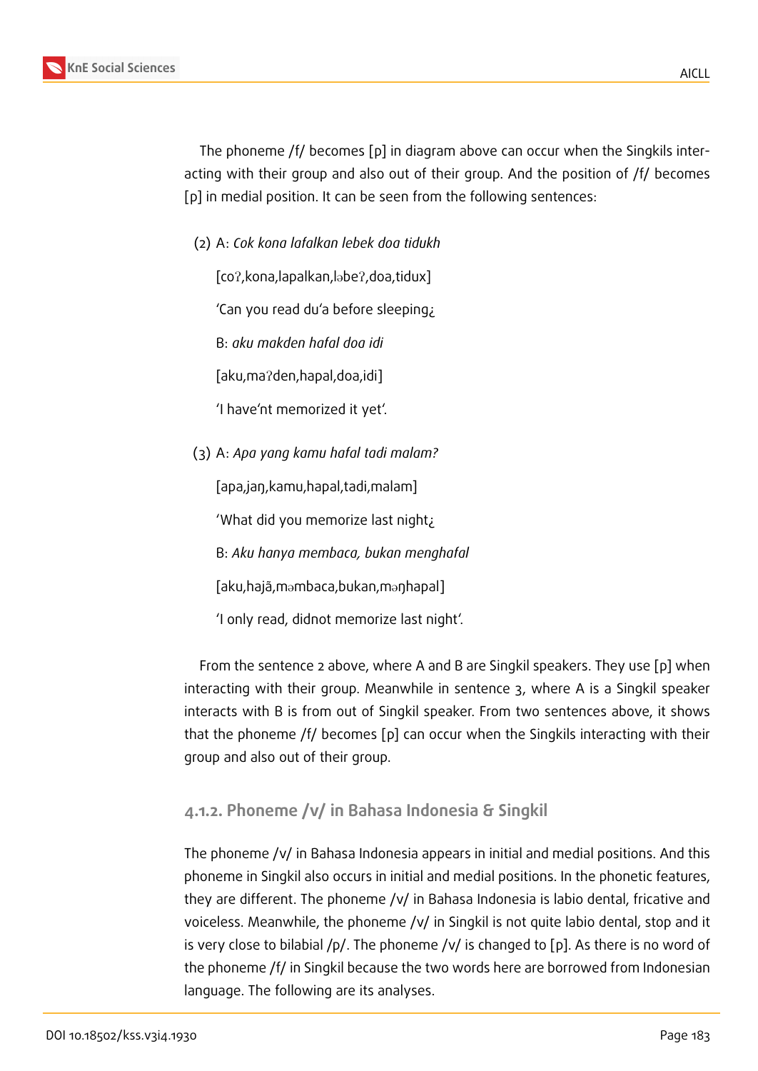The phoneme /f/ becomes [p] in diagram above can occur when the Singkils interacting with their group and also out of their group. And the position of /f/ becomes [p] in medial position. It can be seen from the following sentences:

(2) A: *Cok kona lafalkan lebek doa tidukh*

[coʔ,kona,lapalkan,ləbeʔ,doa,tidux]

'Can you read du'a before sleeping¿

B: *aku makden hafal doa idi*

[aku,maʔden,hapal,doa,idi]

'I have'nt memorized it yet'.

(3) A: *Apa yang kamu hafal tadi malam?*

[apa,jaŋ,kamu,hapal,tadi,malam]

'What did you memorize last night¿

B: *Aku hanya membaca, bukan menghafal*

[aku,hajã,məmbaca,bukan,məŋhapal]

'I only read, didnot memorize last night'.

From the sentence 2 above, where A and B are Singkil speakers. They use [p] when interacting with their group. Meanwhile in sentence 3, where A is a Singkil speaker interacts with B is from out of Singkil speaker. From two sentences above, it shows that the phoneme /f/ becomes [p] can occur when the Singkils interacting with their group and also out of their group.

### 4.1.2. Phoneme /v/ in Bahasa Indonesia & Singkil

The phoneme /v/ in Bahasa Indonesia appears in initial and medial positions. And this phoneme in Singkil also occurs in initial and medial positions. In the phonetic features, they are different. The phoneme /v/ in Bahasa Indonesia is labio dental, fricative and voiceless. Meanwhile, the phoneme /v/ in Singkil is not quite labio dental, stop and it is very close to bilabial /p/. The phoneme /v/ is changed to [p]. As there is no word of the phoneme /f/ in Singkil because the two words here are borrowed from Indonesian language. The following are its analyses.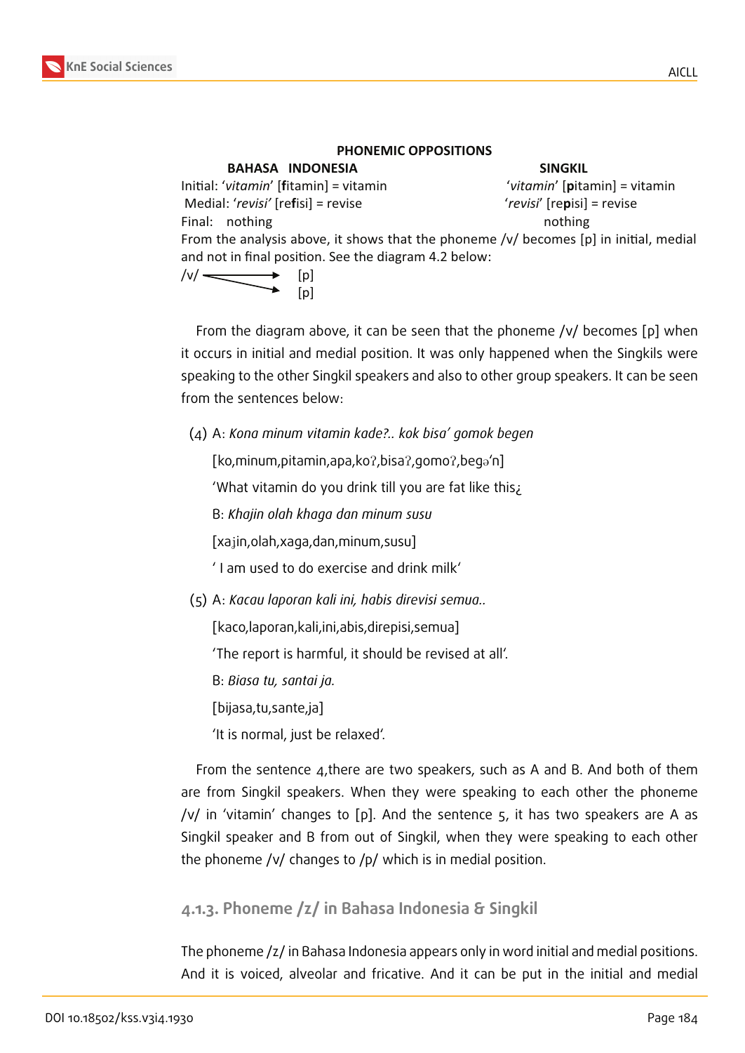**PHONEMIC OPPOSITIONS**

| | BAHASA INDONESIA | SINGKIL |
|---|---|---|
| Initial: | '*vitamin*' [**f**itamin] = vitamin | '*vitamin*' [**p**itamin] = vitamin |
| Medial: | '*revisi'* [re**f**isi] = revise | '*revisi*' [re**p**isi] = revise |
| Final: | nothing | nothing |

From the analysis above, it shows that the phoneme /v/ becomes [p] in initial, medial and not in final position. See the diagram 4.2 below:

```
/v/ ----------> [p]
    ----------> [p]
```

From the diagram above, it can be seen that the phoneme /v/ becomes [p] when it occurs in initial and medial position. It was only happened when the Singkils were speaking to the other Singkil speakers and also to other group speakers. It can be seen from the sentences below:

(4) A: *Kona minum vitamin kade?.. kok bisa' gomok begen*

[ko,minum,pitamin,apa,koʔ,bisaʔ,gomoʔ,begə'n]

'What vitamin do you drink till you are fat like this¿

B: *Khajin olah khaga dan minum susu*

[xaɟin,olah,xaga,dan,minum,susu]

' I am used to do exercise and drink milk'

(5) A: *Kacau laporan kali ini, habis direvisi semua..*

[kaco,laporan,kali,ini,abis,direpisi,semua]

'The report is harmful, it should be revised at all'.

B: *Biasa tu, santai ja.*

[bijasa,tu,sante,ja]

'It is normal, just be relaxed'.

From the sentence 4,there are two speakers, such as A and B. And both of them are from Singkil speakers. When they were speaking to each other the phoneme /v/ in 'vitamin' changes to [p]. And the sentence 5, it has two speakers are A as Singkil speaker and B from out of Singkil, when they were speaking to each other the phoneme /v/ changes to /p/ which is in medial position.

### 4.1.3. Phoneme /z/ in Bahasa Indonesia & Singkil

The phoneme /z/ in Bahasa Indonesia appears only in word initial and medial positions. And it is voiced, alveolar and fricative. And it can be put in the initial and medial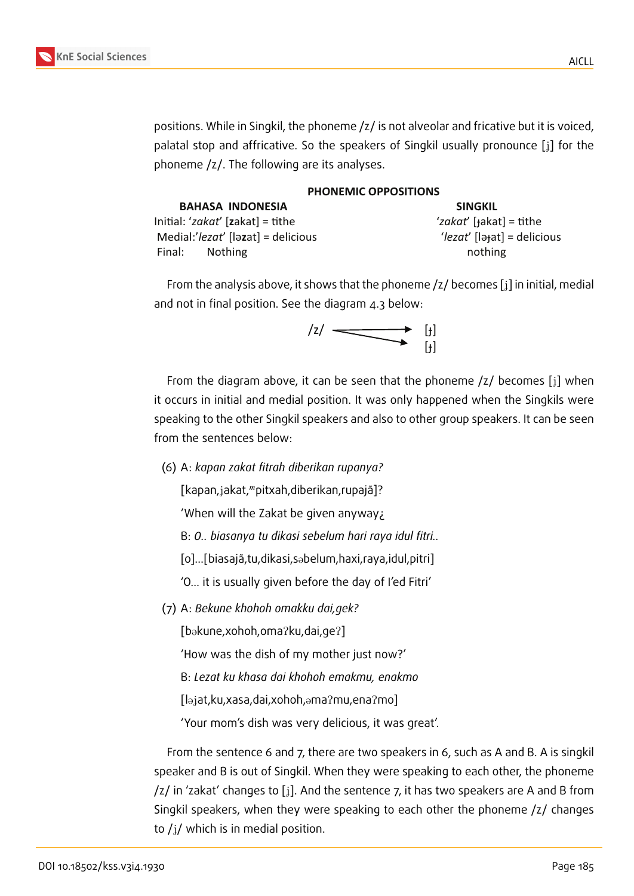positions. While in Singkil, the phoneme /z/ is not alveolar and fricative but it is voiced, palatal stop and affricative. So the speakers of Singkil usually pronounce [ʝ] for the phoneme /z/. The following are its analyses.

**PHONEMIC OPPOSITIONS**

| BAHASA INDONESIA | SINGKIL |
|---|---|
| Initial: '*zakat*' [**z**akat] = tithe | '*zakat*' [ɟakat] = tithe |
| Medial:'*lezat*' [lə**z**at] = delicious | '*lezat*' [ləɟat] = delicious |
| Final: Nothing | nothing |

From the analysis above, it shows that the phoneme /z/ becomes [ʝ] in initial, medial and not in final position. See the diagram 4.3 below:

/z/ ⟶ [ɟ]
/z/ ⟶ [ɟ]

From the diagram above, it can be seen that the phoneme /z/ becomes [ʝ] when it occurs in initial and medial position. It was only happened when the Singkils were speaking to the other Singkil speakers and also to other group speakers. It can be seen from the sentences below:

(6) A: *kapan zakat fitrah diberikan rupanya?*

[kapan,ʝakat,ᵐpitxah,diberikan,rupajã]?

'When will the Zakat be given anyway¿

B: *O.. biasanya tu dikasi sebelum hari raya idul fitri..*

[o]...[biasajã,tu,dikasi,səbelum,haxi,raya,idul,pitri]

'O... it is usually given before the day of I'ed Fitri'

(7) A: *Bekune khohoh omakku dai,gek?*

[bəkune,xohoh,omaʔku,dai,geʔ]

'How was the dish of my mother just now?'

B: *Lezat ku khasa dai khohoh emakmu, enakmo*

[ləʝat,ku,xasa,dai,xohoh,əmaʔmu,enaʔmo]

'Your mom's dish was very delicious, it was great'.

From the sentence 6 and 7, there are two speakers in 6, such as A and B. A is singkil speaker and B is out of Singkil. When they were speaking to each other, the phoneme /z/ in 'zakat' changes to [ʝ]. And the sentence 7, it has two speakers are A and B from Singkil speakers, when they were speaking to each other the phoneme /z/ changes to /ʝ/ which is in medial position.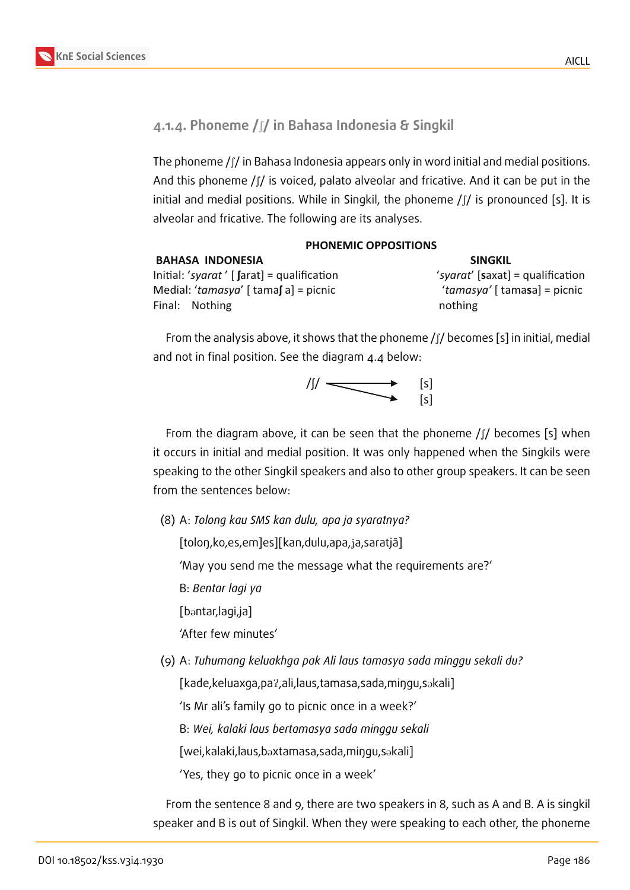### 4.1.4. Phoneme /ʃ/ in Bahasa Indonesia & Singkil

The phoneme /ʃ/ in Bahasa Indonesia appears only in word initial and medial positions. And this phoneme /ʃ/ is voiced, palato alveolar and fricative. And it can be put in the initial and medial positions. While in Singkil, the phoneme /ʃ/ is pronounced [s]. It is alveolar and fricative. The following are its analyses.

**PHONEMIC OPPOSITIONS**

| **BAHASA INDONESIA** | **SINGKIL** |
|---|---|
| Initial: '*syarat* ' [ **ʃ**arat] = qualification | '*syarat*' [**s**axat] = qualification |
| Medial: '*tamasya*' [ tama**ʃ** a] = picnic | '*tamasya'* [ tama**s**a] = picnic |
| Final: Nothing | nothing |

From the analysis above, it shows that the phoneme /ʃ/ becomes [s] in initial, medial and not in final position. See the diagram 4.4 below:

```
/ʃ/ ———————→ [s]
    ————————→ [s]
```

From the diagram above, it can be seen that the phoneme /ʃ/ becomes [s] when it occurs in initial and medial position. It was only happened when the Singkils were speaking to the other Singkil speakers and also to other group speakers. It can be seen from the sentences below:

(8) A: *Tolong kau SMS kan dulu, apa ja syaratnya?*

[toloŋ,ko,es,em]es][kan,dulu,apa,ɟa,saratjã]

'May you send me the message what the requirements are?'

B: *Bentar lagi ya*

[bəntar,lagi,ja]

'After few minutes'

(9) A: *Tuhumang keluakhga pak Ali laus tamasya sada minggu sekali du?*

[kade,keluaxga,paʔ,ali,laus,tamasa,sada,miŋgu,səkali]

'Is Mr ali's family go to picnic once in a week?'

B: *Wei, kalaki laus bertamasya sada minggu sekali*

[wei,kalaki,laus,bəxtamasa,sada,miŋgu,səkali]

'Yes, they go to picnic once in a week'

From the sentence 8 and 9, there are two speakers in 8, such as A and B. A is singkil speaker and B is out of Singkil. When they were speaking to each other, the phoneme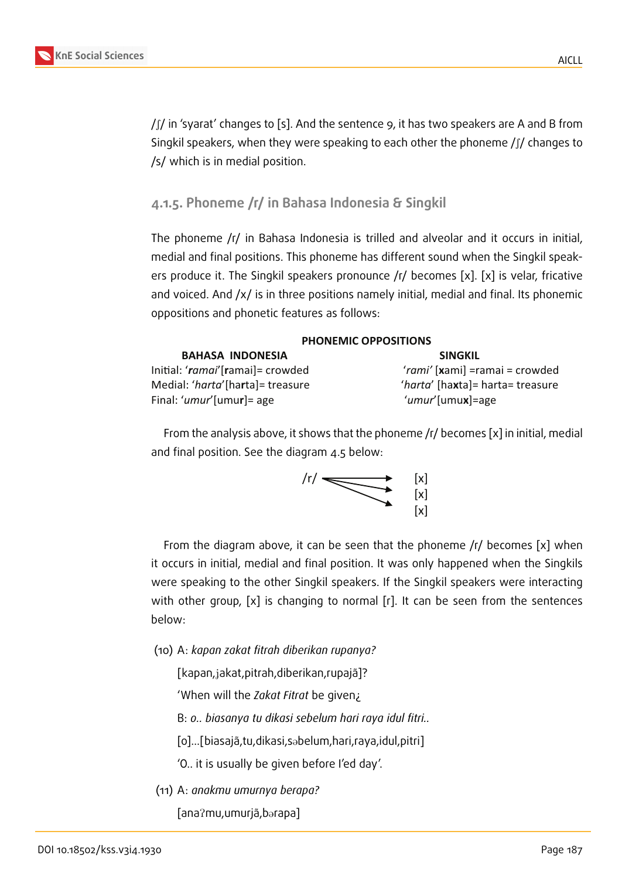/ʃ/ in 'syarat' changes to [s]. And the sentence 9, it has two speakers are A and B from Singkil speakers, when they were speaking to each other the phoneme /ʃ/ changes to /s/ which is in medial position.

### 4.1.5. Phoneme /r/ in Bahasa Indonesia & Singkil

The phoneme /r/ in Bahasa Indonesia is trilled and alveolar and it occurs in initial, medial and final positions. This phoneme has different sound when the Singkil speakers produce it. The Singkil speakers pronounce /r/ becomes [x]. [x] is velar, fricative and voiced. And /x/ is in three positions namely initial, medial and final. Its phonemic oppositions and phonetic features as follows:

**PHONEMIC OPPOSITIONS**

| BAHASA INDONESIA | SINGKIL |
|---|---|
| Initial: '***r**amai*'[**r**amai]= crowded | '*rami*' [**x**ami] =ramai = crowded |
| Medial: '*harta*'[ha**r**ta]= treasure | '*harta*' [ha**x**ta]= harta= treasure |
| Final: '*umur*'[umu**r**]= age | '*umur*'[umu**x**]=age |

From the analysis above, it shows that the phoneme /r/ becomes [x] in initial, medial and final position. See the diagram 4.5 below:

```
/r/ ⟶ [x]
    ⟶ [x]
    ⟶ [x]
```

From the diagram above, it can be seen that the phoneme /r/ becomes [x] when it occurs in initial, medial and final position. It was only happened when the Singkils were speaking to the other Singkil speakers. If the Singkil speakers were interacting with other group, [x] is changing to normal [r]. It can be seen from the sentences below:

(10) A: *kapan zakat fitrah diberikan rupanya?*

[kapan,ɉakat,pitrah,diberikan,rupajã]?

'When will the *Zakat Fitrat* be given¿

B: *o.. biasanya tu dikasi sebelum hari raya idul fitri..*

[o]...[biasajã,tu,dikasi,səbelum,hari,raya,idul,pitri]

'O.. it is usually be given before I'ed day'.

(11) A: *anakmu umurnya berapa?*

[anaʔmu,umurjã,bərapa]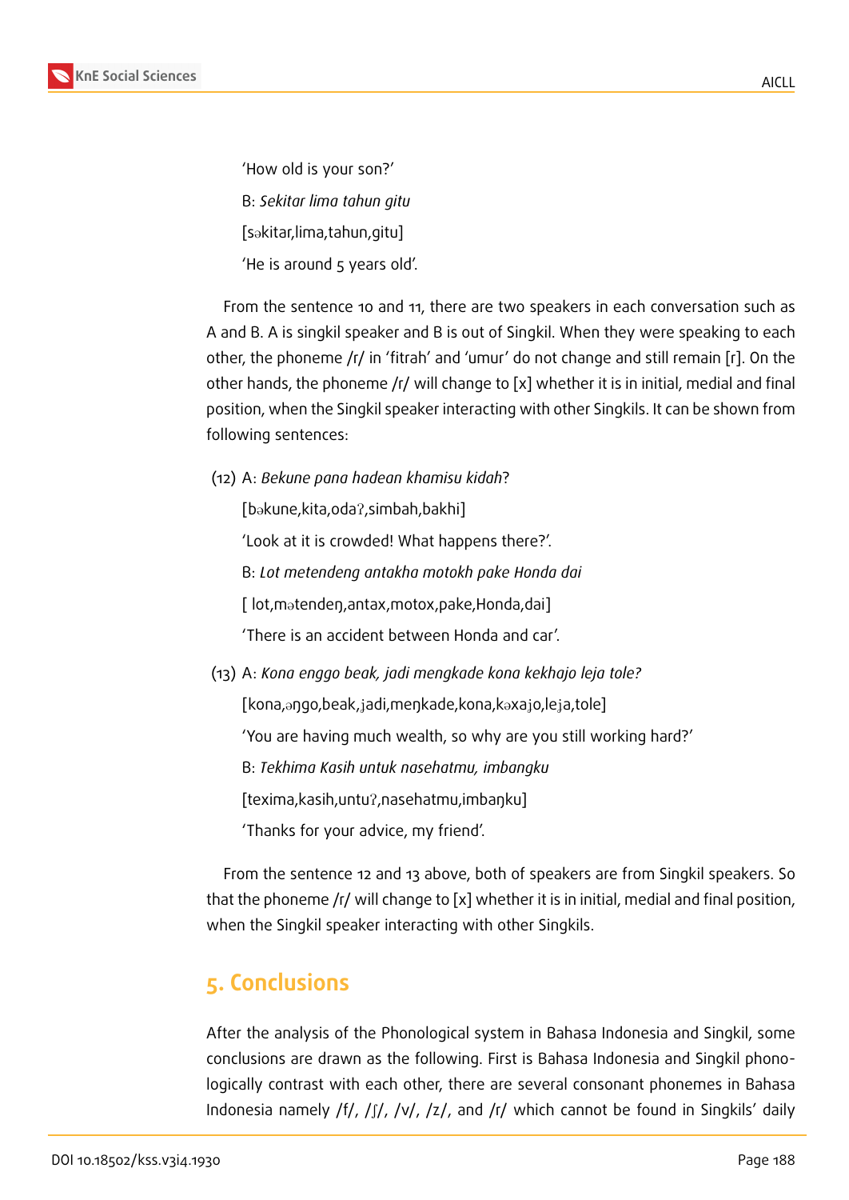'How old is your son?'

B: *Sekitar lima tahun gitu*

[səkitar,lima,tahun,gitu]

'He is around 5 years old'.

From the sentence 10 and 11, there are two speakers in each conversation such as A and B. A is singkil speaker and B is out of Singkil. When they were speaking to each other, the phoneme /r/ in 'fitrah' and 'umur' do not change and still remain [r]. On the other hands, the phoneme /r/ will change to [x] whether it is in initial, medial and final position, when the Singkil speaker interacting with other Singkils. It can be shown from following sentences:

(12) A: *Bekune pana hadean khamisu kidah*?

[bəkune,kita,odaʔ,simbah,bakhi]

'Look at it is crowded! What happens there?'.

B: *Lot metendeng antakha motokh pake Honda dai*

[ lot,mətendeŋ,antax,motox,pake,Honda,dai]

'There is an accident between Honda and car'.

(13) A: *Kona enggo beak, jadi mengkade kona kekhajo leja tole?*

[kona,əŋgo,beak,ɟadi,meŋkade,kona,kəxaɟo,leɟa,tole]

'You are having much wealth, so why are you still working hard?'

B: *Tekhima Kasih untuk nasehatmu, imbangku*

[texima,kasih,untuʔ,nasehatmu,imbaŋku]

'Thanks for your advice, my friend'.

From the sentence 12 and 13 above, both of speakers are from Singkil speakers. So that the phoneme /r/ will change to [x] whether it is in initial, medial and final position, when the Singkil speaker interacting with other Singkils.

## 5. Conclusions

After the analysis of the Phonological system in Bahasa Indonesia and Singkil, some conclusions are drawn as the following. First is Bahasa Indonesia and Singkil phonologically contrast with each other, there are several consonant phonemes in Bahasa Indonesia namely /f/, /ʃ/, /v/, /z/, and /r/ which cannot be found in Singkils' daily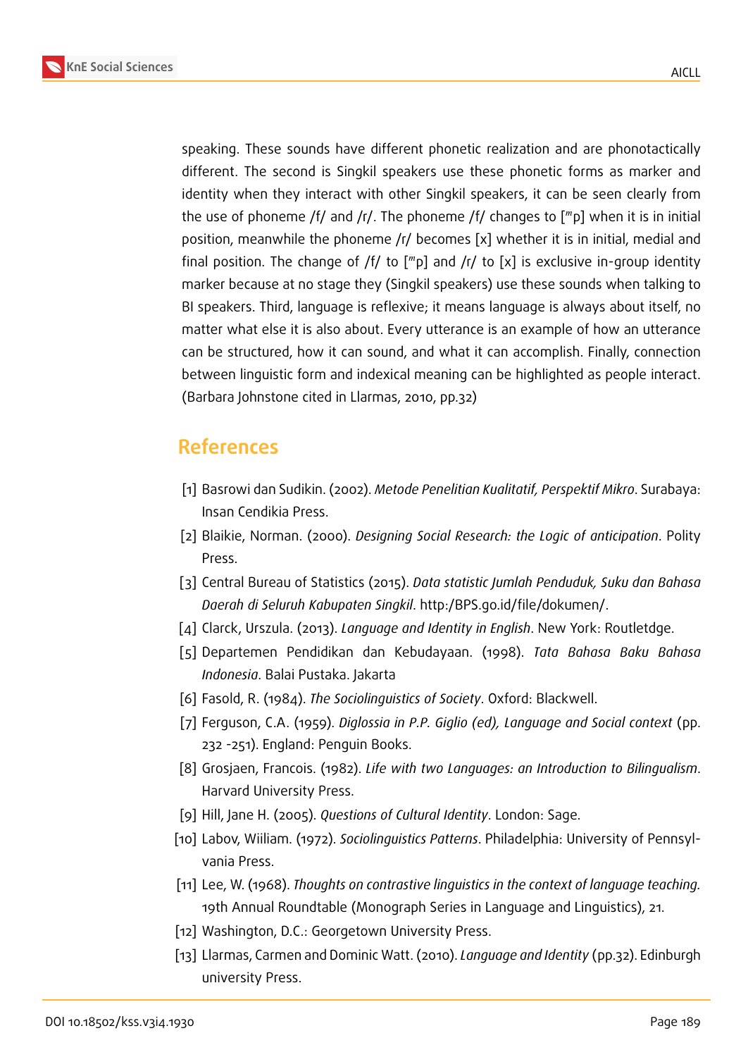speaking. These sounds have different phonetic realization and are phonotactically different. The second is Singkil speakers use these phonetic forms as marker and identity when they interact with other Singkil speakers, it can be seen clearly from the use of phoneme /f/ and /r/. The phoneme /f/ changes to [ᵐp] when it is in initial position, meanwhile the phoneme /r/ becomes [x] whether it is in initial, medial and final position. The change of /f/ to [ᵐp] and /r/ to [x] is exclusive in-group identity marker because at no stage they (Singkil speakers) use these sounds when talking to BI speakers. Third, language is reflexive; it means language is always about itself, no matter what else it is also about. Every utterance is an example of how an utterance can be structured, how it can sound, and what it can accomplish. Finally, connection between linguistic form and indexical meaning can be highlighted as people interact. (Barbara Johnstone cited in Llarmas, 2010, pp.32)

## References

[1] Basrowi dan Sudikin. (2002). *Metode Penelitian Kualitatif, Perspektif Mikro*. Surabaya: Insan Cendikia Press.

[2] Blaikie, Norman. (2000). *Designing Social Research: the Logic of anticipation*. Polity Press.

[3] Central Bureau of Statistics (2015). *Data statistic Jumlah Penduduk, Suku dan Bahasa Daerah di Seluruh Kabupaten Singkil*. http:/BPS.go.id/file/dokumen/.

[4] Clarck, Urszula. (2013). *Language and Identity in English*. New York: Routletdge.

[5] Departemen Pendidikan dan Kebudayaan. (1998). *Tata Bahasa Baku Bahasa Indonesia*. Balai Pustaka. Jakarta

[6] Fasold, R. (1984). *The Sociolinguistics of Society*. Oxford: Blackwell.

[7] Ferguson, C.A. (1959). *Diglossia in P.P. Giglio (ed), Language and Social context* (pp. 232 -251). England: Penguin Books.

[8] Grosjaen, Francois. (1982). *Life with two Languages: an Introduction to Bilingualism*. Harvard University Press.

[9] Hill, Jane H. (2005). *Questions of Cultural Identity*. London: Sage.

[10] Labov, Wiiliam. (1972). *Sociolinguistics Patterns*. Philadelphia: University of Pennsylvania Press.

[11] Lee, W. (1968). *Thoughts on contrastive linguistics in the context of language teaching.* 19th Annual Roundtable (Monograph Series in Language and Linguistics), 21.

[12] Washington, D.C.: Georgetown University Press.

[13] Llarmas, Carmen and Dominic Watt. (2010). *Language and Identity* (pp.32). Edinburgh university Press.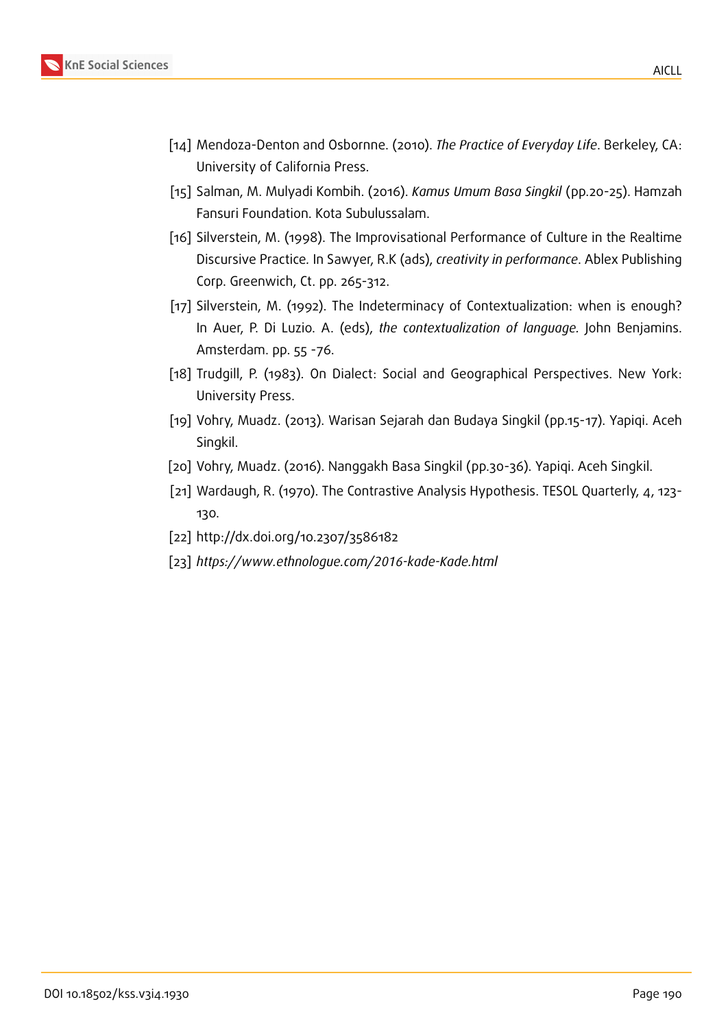[14] Mendoza-Denton and Osbornne. (2010). *The Practice of Everyday Life*. Berkeley, CA: University of California Press.

[15] Salman, M. Mulyadi Kombih. (2016). *Kamus Umum Basa Singkil* (pp.20-25). Hamzah Fansuri Foundation. Kota Subulussalam.

[16] Silverstein, M. (1998). The Improvisational Performance of Culture in the Realtime Discursive Practice. In Sawyer, R.K (ads), *creativity in performance*. Ablex Publishing Corp. Greenwich, Ct. pp. 265-312.

[17] Silverstein, M. (1992). The Indeterminacy of Contextualization: when is enough? In Auer, P. Di Luzio. A. (eds), *the contextualization of language.* John Benjamins. Amsterdam. pp. 55 -76.

[18] Trudgill, P. (1983). On Dialect: Social and Geographical Perspectives. New York: University Press.

[19] Vohry, Muadz. (2013). Warisan Sejarah dan Budaya Singkil (pp.15-17). Yapiqi. Aceh Singkil.

[20] Vohry, Muadz. (2016). Nanggakh Basa Singkil (pp.30-36). Yapiqi. Aceh Singkil.

[21] Wardaugh, R. (1970). The Contrastive Analysis Hypothesis. TESOL Quarterly, 4, 123-130.

[22] http://dx.doi.org/10.2307/3586182

[23] *https://www.ethnologue.com/2016-kade-Kade.html*